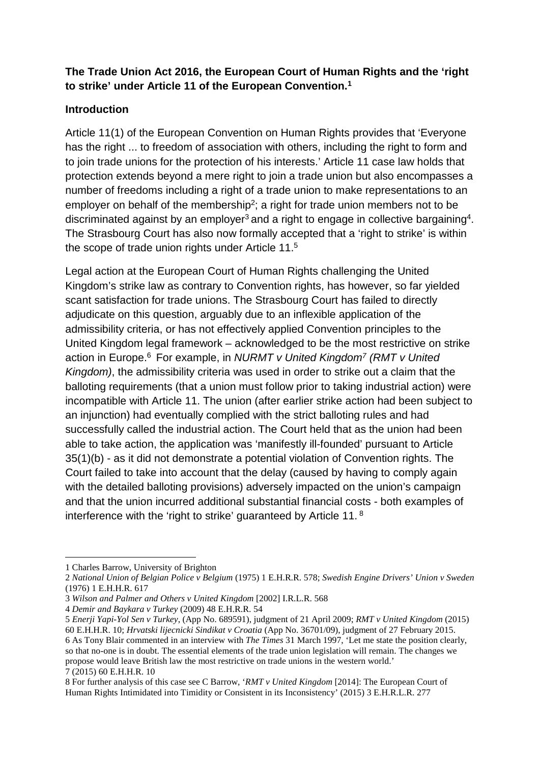**The Trade Union Act 2016, the European Court of Human Rights and the 'right to strike' under Article 11 of the European Convention.**[1]

**Introduction**

Article 11(1) of the European Convention on Human Rights provides that 'Everyone has the right ... to freedom of association with others, including the right to form and to join trade unions for the protection of his interests.' Article 11 case law holds that protection extends beyond a mere right to join a trade union but also encompasses a number of freedoms including a right of a trade union to make representations to an employer on behalf of the membership[2]; a right for trade union members not to be discriminated against by an employer[3] and a right to engage in collective bargaining[4]. The Strasbourg Court has also now formally accepted that a 'right to strike' is within the scope of trade union rights under Article 11.[5]

Legal action at the European Court of Human Rights challenging the United Kingdom's strike law as contrary to Convention rights, has however, so far yielded scant satisfaction for trade unions. The Strasbourg Court has failed to directly adjudicate on this question, arguably due to an inflexible application of the admissibility criteria, or has not effectively applied Convention principles to the United Kingdom legal framework – acknowledged to be the most restrictive on strike action in Europe.[6] For example, in *NURMT v United Kingdom*[7] *(RMT v United Kingdom)*, the admissibility criteria was used in order to strike out a claim that the balloting requirements (that a union must follow prior to taking industrial action) were incompatible with Article 11. The union (after earlier strike action had been subject to an injunction) had eventually complied with the strict balloting rules and had successfully called the industrial action. The Court held that as the union had been able to take action, the application was 'manifestly ill-founded' pursuant to Article 35(1)(b) - as it did not demonstrate a potential violation of Convention rights. The Court failed to take into account that the delay (caused by having to comply again with the detailed balloting provisions) adversely impacted on the union's campaign and that the union incurred additional substantial financial costs - both examples of interference with the 'right to strike' guaranteed by Article 11.[8]

---

1 Charles Barrow, University of Brighton

2 *National Union of Belgian Police v Belgium* (1975) 1 E.H.R.R. 578; *Swedish Engine Drivers' Union v Sweden* (1976) 1 E.H.H.R. 617

3 *Wilson and Palmer and Others v United Kingdom* [2002] I.R.L.R. 568

4 *Demir and Baykara v Turkey* (2009) 48 E.H.R.R. 54

5 *Enerji Yapi-Yol Sen v Turkey*, (App No. 689591), judgment of 21 April 2009; *RMT v United Kingdom* (2015) 60 E.H.H.R. 10; *Hrvatski lijecnicki Sindikat v Croatia* (App No. 36701/09), judgment of 27 February 2015.

6 As Tony Blair commented in an interview with *The Times* 31 March 1997, 'Let me state the position clearly, so that no-one is in doubt. The essential elements of the trade union legislation will remain. The changes we propose would leave British law the most restrictive on trade unions in the western world.'

7 (2015) 60 E.H.H.R. 10

8 For further analysis of this case see C Barrow, '*RMT v United Kingdom* [2014]: The European Court of Human Rights Intimidated into Timidity or Consistent in its Inconsistency' (2015) 3 E.H.R.L.R. 277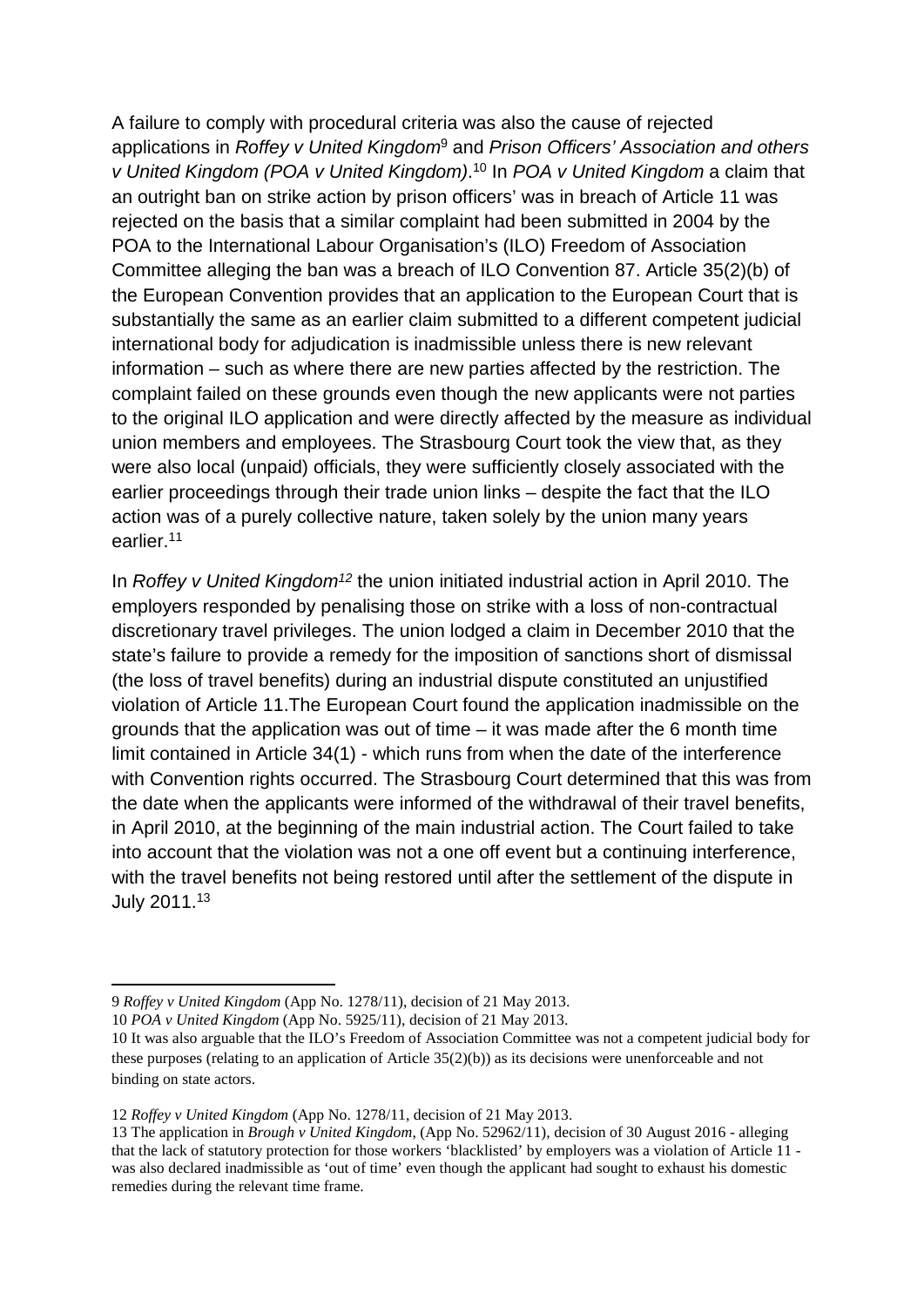A failure to comply with procedural criteria was also the cause of rejected applications in *Roffey v United Kingdom*[9] and *Prison Officers' Association and others v United Kingdom (POA v United Kingdom)*.[10] In *POA v United Kingdom* a claim that an outright ban on strike action by prison officers' was in breach of Article 11 was rejected on the basis that a similar complaint had been submitted in 2004 by the POA to the International Labour Organisation's (ILO) Freedom of Association Committee alleging the ban was a breach of ILO Convention 87. Article 35(2)(b) of the European Convention provides that an application to the European Court that is substantially the same as an earlier claim submitted to a different competent judicial international body for adjudication is inadmissible unless there is new relevant information – such as where there are new parties affected by the restriction. The complaint failed on these grounds even though the new applicants were not parties to the original ILO application and were directly affected by the measure as individual union members and employees. The Strasbourg Court took the view that, as they were also local (unpaid) officials, they were sufficiently closely associated with the earlier proceedings through their trade union links – despite the fact that the ILO action was of a purely collective nature, taken solely by the union many years earlier.[11]

In *Roffey v United Kingdom*[12] the union initiated industrial action in April 2010. The employers responded by penalising those on strike with a loss of non-contractual discretionary travel privileges. The union lodged a claim in December 2010 that the state's failure to provide a remedy for the imposition of sanctions short of dismissal (the loss of travel benefits) during an industrial dispute constituted an unjustified violation of Article 11.The European Court found the application inadmissible on the grounds that the application was out of time – it was made after the 6 month time limit contained in Article 34(1) - which runs from when the date of the interference with Convention rights occurred. The Strasbourg Court determined that this was from the date when the applicants were informed of the withdrawal of their travel benefits, in April 2010, at the beginning of the main industrial action. The Court failed to take into account that the violation was not a one off event but a continuing interference, with the travel benefits not being restored until after the settlement of the dispute in July 2011.[13]

---

9 *Roffey v United Kingdom* (App No. 1278/11), decision of 21 May 2013.

10 *POA v United Kingdom* (App No. 5925/11), decision of 21 May 2013.

10 It was also arguable that the ILO's Freedom of Association Committee was not a competent judicial body for these purposes (relating to an application of Article 35(2)(b)) as its decisions were unenforceable and not binding on state actors.

12 *Roffey v United Kingdom* (App No. 1278/11, decision of 21 May 2013.

13 The application in *Brough v United Kingdom*, (App No. 52962/11), decision of 30 August 2016 - alleging that the lack of statutory protection for those workers 'blacklisted' by employers was a violation of Article 11 - was also declared inadmissible as 'out of time' even though the applicant had sought to exhaust his domestic remedies during the relevant time frame.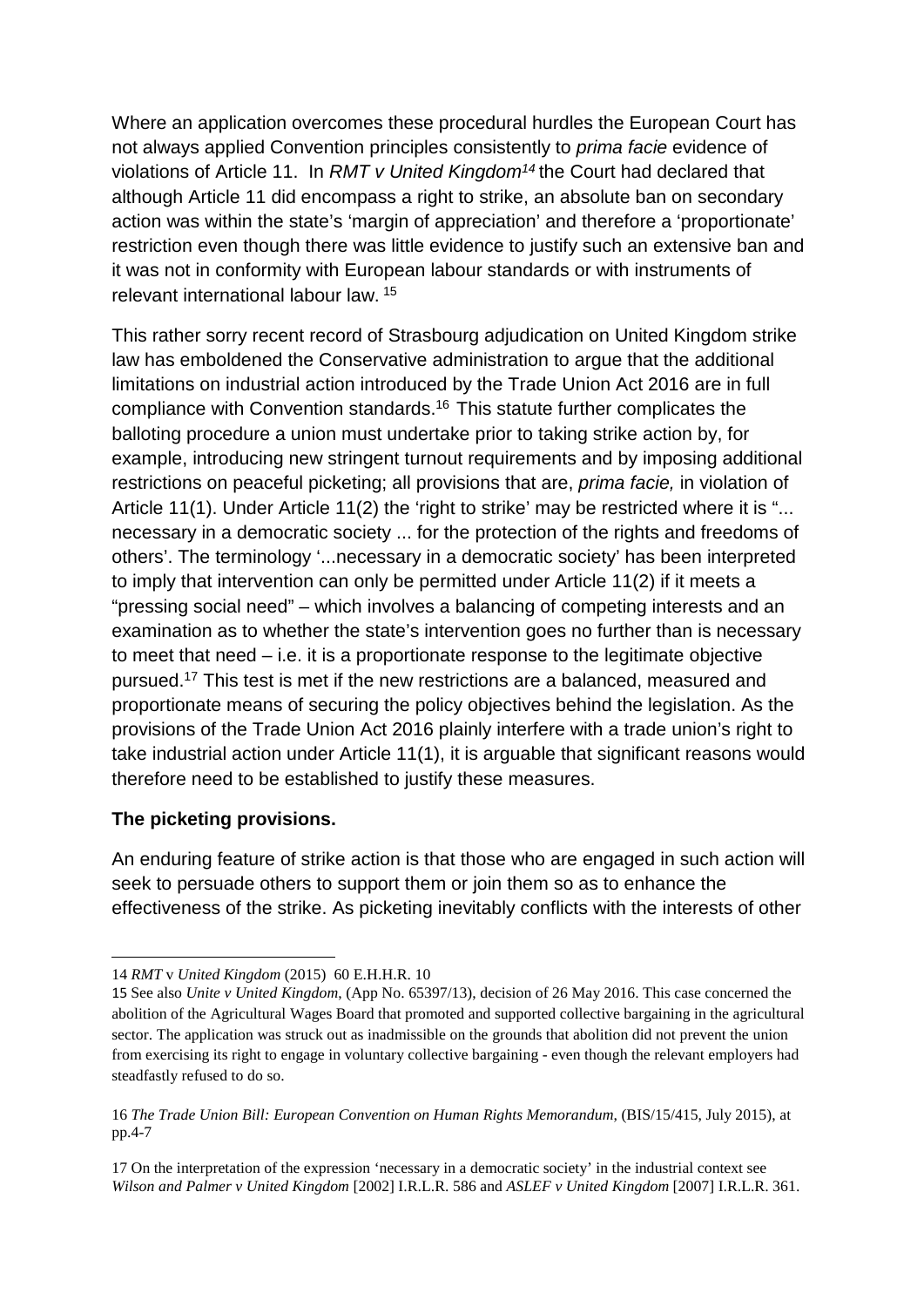Where an application overcomes these procedural hurdles the European Court has not always applied Convention principles consistently to *prima facie* evidence of violations of Article 11. In *RMT v United Kingdom*[14] the Court had declared that although Article 11 did encompass a right to strike, an absolute ban on secondary action was within the state's 'margin of appreciation' and therefore a 'proportionate' restriction even though there was little evidence to justify such an extensive ban and it was not in conformity with European labour standards or with instruments of relevant international labour law. [15]

This rather sorry recent record of Strasbourg adjudication on United Kingdom strike law has emboldened the Conservative administration to argue that the additional limitations on industrial action introduced by the Trade Union Act 2016 are in full compliance with Convention standards.[16] This statute further complicates the balloting procedure a union must undertake prior to taking strike action by, for example, introducing new stringent turnout requirements and by imposing additional restrictions on peaceful picketing; all provisions that are, *prima facie,* in violation of Article 11(1). Under Article 11(2) the 'right to strike' may be restricted where it is "... necessary in a democratic society ... for the protection of the rights and freedoms of others'. The terminology '...necessary in a democratic society' has been interpreted to imply that intervention can only be permitted under Article 11(2) if it meets a "pressing social need" – which involves a balancing of competing interests and an examination as to whether the state's intervention goes no further than is necessary to meet that need – i.e. it is a proportionate response to the legitimate objective pursued.[17] This test is met if the new restrictions are a balanced, measured and proportionate means of securing the policy objectives behind the legislation. As the provisions of the Trade Union Act 2016 plainly interfere with a trade union's right to take industrial action under Article 11(1), it is arguable that significant reasons would therefore need to be established to justify these measures.

**The picketing provisions.**

An enduring feature of strike action is that those who are engaged in such action will seek to persuade others to support them or join them so as to enhance the effectiveness of the strike. As picketing inevitably conflicts with the interests of other

---

14 *RMT* v *United Kingdom* (2015) 60 E.H.H.R. 10

15 See also *Unite v United Kingdom*, (App No. 65397/13), decision of 26 May 2016. This case concerned the abolition of the Agricultural Wages Board that promoted and supported collective bargaining in the agricultural sector. The application was struck out as inadmissible on the grounds that abolition did not prevent the union from exercising its right to engage in voluntary collective bargaining - even though the relevant employers had steadfastly refused to do so.

16 *The Trade Union Bill: European Convention on Human Rights Memorandum*, (BIS/15/415, July 2015), at pp.4-7

17 On the interpretation of the expression 'necessary in a democratic society' in the industrial context see *Wilson and Palmer v United Kingdom* [2002] I.R.L.R. 586 and *ASLEF v United Kingdom* [2007] I.R.L.R. 361.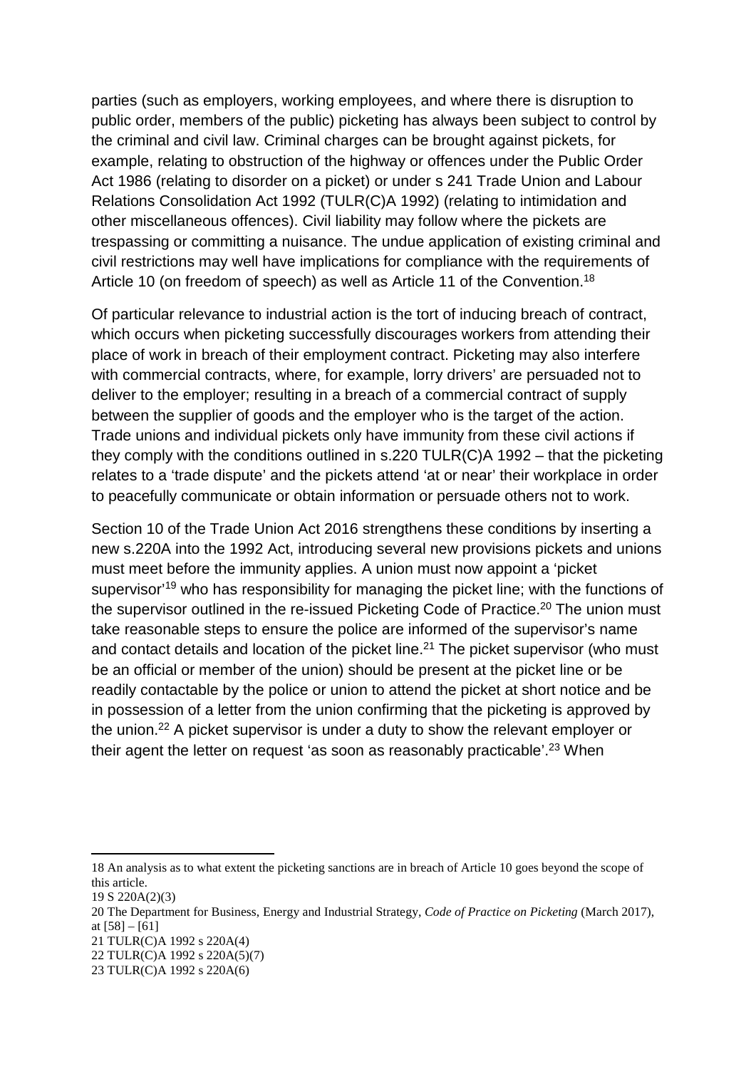parties (such as employers, working employees, and where there is disruption to public order, members of the public) picketing has always been subject to control by the criminal and civil law. Criminal charges can be brought against pickets, for example, relating to obstruction of the highway or offences under the Public Order Act 1986 (relating to disorder on a picket) or under s 241 Trade Union and Labour Relations Consolidation Act 1992 (TULR(C)A 1992) (relating to intimidation and other miscellaneous offences). Civil liability may follow where the pickets are trespassing or committing a nuisance. The undue application of existing criminal and civil restrictions may well have implications for compliance with the requirements of Article 10 (on freedom of speech) as well as Article 11 of the Convention.[18]

Of particular relevance to industrial action is the tort of inducing breach of contract, which occurs when picketing successfully discourages workers from attending their place of work in breach of their employment contract. Picketing may also interfere with commercial contracts, where, for example, lorry drivers' are persuaded not to deliver to the employer; resulting in a breach of a commercial contract of supply between the supplier of goods and the employer who is the target of the action. Trade unions and individual pickets only have immunity from these civil actions if they comply with the conditions outlined in s.220 TULR(C)A 1992 – that the picketing relates to a 'trade dispute' and the pickets attend 'at or near' their workplace in order to peacefully communicate or obtain information or persuade others not to work.

Section 10 of the Trade Union Act 2016 strengthens these conditions by inserting a new s.220A into the 1992 Act, introducing several new provisions pickets and unions must meet before the immunity applies. A union must now appoint a 'picket supervisor'[19] who has responsibility for managing the picket line; with the functions of the supervisor outlined in the re-issued Picketing Code of Practice.[20] The union must take reasonable steps to ensure the police are informed of the supervisor's name and contact details and location of the picket line.[21] The picket supervisor (who must be an official or member of the union) should be present at the picket line or be readily contactable by the police or union to attend the picket at short notice and be in possession of a letter from the union confirming that the picketing is approved by the union.[22] A picket supervisor is under a duty to show the relevant employer or their agent the letter on request 'as soon as reasonably practicable'.[23] When

---

18 An analysis as to what extent the picketing sanctions are in breach of Article 10 goes beyond the scope of this article.

19 S 220A(2)(3)

20 The Department for Business, Energy and Industrial Strategy, *Code of Practice on Picketing* (March 2017), at [58] – [61]

21 TULR(C)A 1992 s 220A(4)

22 TULR(C)A 1992 s 220A(5)(7)

23 TULR(C)A 1992 s 220A(6)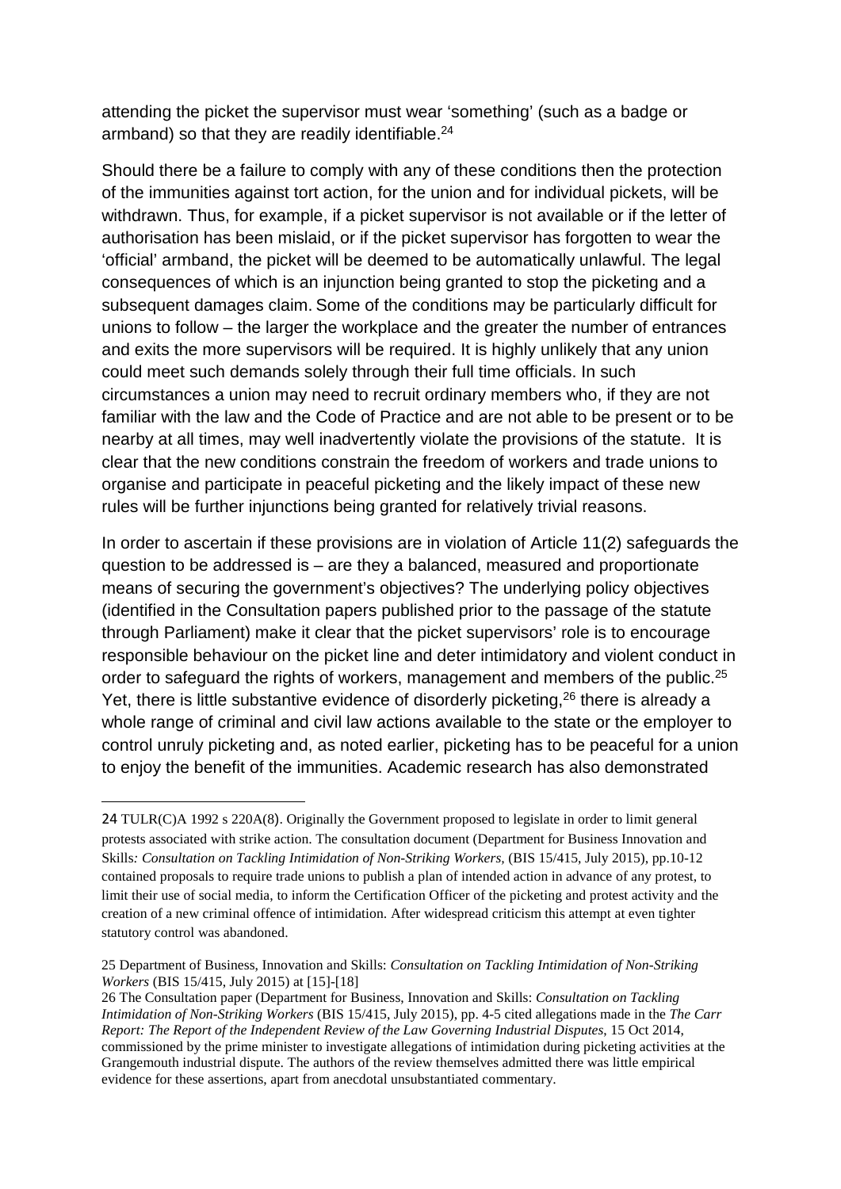attending the picket the supervisor must wear 'something' (such as a badge or armband) so that they are readily identifiable.[24]

Should there be a failure to comply with any of these conditions then the protection of the immunities against tort action, for the union and for individual pickets, will be withdrawn. Thus, for example, if a picket supervisor is not available or if the letter of authorisation has been mislaid, or if the picket supervisor has forgotten to wear the 'official' armband, the picket will be deemed to be automatically unlawful. The legal consequences of which is an injunction being granted to stop the picketing and a subsequent damages claim. Some of the conditions may be particularly difficult for unions to follow – the larger the workplace and the greater the number of entrances and exits the more supervisors will be required. It is highly unlikely that any union could meet such demands solely through their full time officials. In such circumstances a union may need to recruit ordinary members who, if they are not familiar with the law and the Code of Practice and are not able to be present or to be nearby at all times, may well inadvertently violate the provisions of the statute. It is clear that the new conditions constrain the freedom of workers and trade unions to organise and participate in peaceful picketing and the likely impact of these new rules will be further injunctions being granted for relatively trivial reasons.

In order to ascertain if these provisions are in violation of Article 11(2) safeguards the question to be addressed is – are they a balanced, measured and proportionate means of securing the government's objectives? The underlying policy objectives (identified in the Consultation papers published prior to the passage of the statute through Parliament) make it clear that the picket supervisors' role is to encourage responsible behaviour on the picket line and deter intimidatory and violent conduct in order to safeguard the rights of workers, management and members of the public.[25] Yet, there is little substantive evidence of disorderly picketing,[26] there is already a whole range of criminal and civil law actions available to the state or the employer to control unruly picketing and, as noted earlier, picketing has to be peaceful for a union to enjoy the benefit of the immunities. Academic research has also demonstrated

---

24 TULR(C)A 1992 s 220A(8). Originally the Government proposed to legislate in order to limit general protests associated with strike action. The consultation document (Department for Business Innovation and Skills*: Consultation on Tackling Intimidation of Non-Striking Workers,* (BIS 15/415, July 2015), pp.10-12 contained proposals to require trade unions to publish a plan of intended action in advance of any protest, to limit their use of social media, to inform the Certification Officer of the picketing and protest activity and the creation of a new criminal offence of intimidation. After widespread criticism this attempt at even tighter statutory control was abandoned.

25 Department of Business, Innovation and Skills: *Consultation on Tackling Intimidation of Non-Striking Workers* (BIS 15/415, July 2015) at [15]-[18]

26 The Consultation paper (Department for Business, Innovation and Skills: *Consultation on Tackling Intimidation of Non-Striking Workers* (BIS 15/415, July 2015), pp. 4-5 cited allegations made in the *The Carr Report: The Report of the Independent Review of the Law Governing Industrial Disputes*, 15 Oct 2014, commissioned by the prime minister to investigate allegations of intimidation during picketing activities at the Grangemouth industrial dispute. The authors of the review themselves admitted there was little empirical evidence for these assertions, apart from anecdotal unsubstantiated commentary.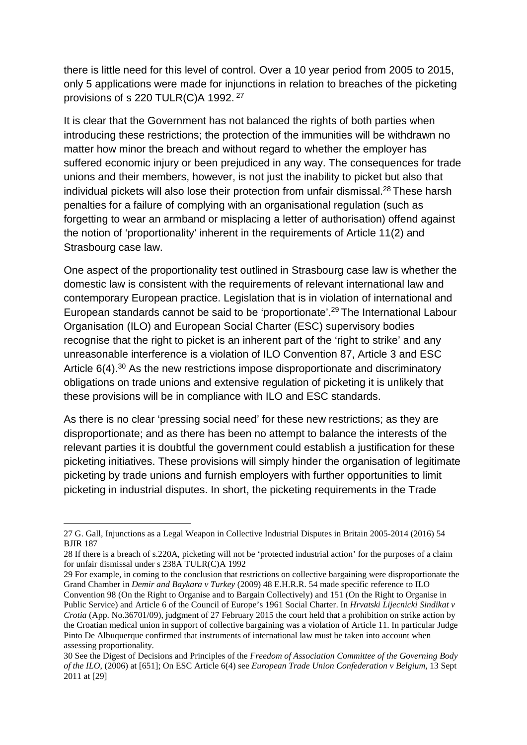there is little need for this level of control. Over a 10 year period from 2005 to 2015, only 5 applications were made for injunctions in relation to breaches of the picketing provisions of s 220 TULR(C)A 1992. [27]

It is clear that the Government has not balanced the rights of both parties when introducing these restrictions; the protection of the immunities will be withdrawn no matter how minor the breach and without regard to whether the employer has suffered economic injury or been prejudiced in any way. The consequences for trade unions and their members, however, is not just the inability to picket but also that individual pickets will also lose their protection from unfair dismissal.[28] These harsh penalties for a failure of complying with an organisational regulation (such as forgetting to wear an armband or misplacing a letter of authorisation) offend against the notion of 'proportionality' inherent in the requirements of Article 11(2) and Strasbourg case law.

One aspect of the proportionality test outlined in Strasbourg case law is whether the domestic law is consistent with the requirements of relevant international law and contemporary European practice. Legislation that is in violation of international and European standards cannot be said to be 'proportionate'.[29] The International Labour Organisation (ILO) and European Social Charter (ESC) supervisory bodies recognise that the right to picket is an inherent part of the 'right to strike' and any unreasonable interference is a violation of ILO Convention 87, Article 3 and ESC Article 6(4).[30] As the new restrictions impose disproportionate and discriminatory obligations on trade unions and extensive regulation of picketing it is unlikely that these provisions will be in compliance with ILO and ESC standards.

As there is no clear 'pressing social need' for these new restrictions; as they are disproportionate; and as there has been no attempt to balance the interests of the relevant parties it is doubtful the government could establish a justification for these picketing initiatives. These provisions will simply hinder the organisation of legitimate picketing by trade unions and furnish employers with further opportunities to limit picketing in industrial disputes. In short, the picketing requirements in the Trade

---

27 G. Gall, Injunctions as a Legal Weapon in Collective Industrial Disputes in Britain 2005-2014 (2016) 54 BJIR 187

28 If there is a breach of s.220A, picketing will not be 'protected industrial action' for the purposes of a claim for unfair dismissal under s 238A TULR(C)A 1992

29 For example, in coming to the conclusion that restrictions on collective bargaining were disproportionate the Grand Chamber in *Demir and Baykara v Turkey* (2009) 48 E.H.R.R. 54 made specific reference to ILO Convention 98 (On the Right to Organise and to Bargain Collectively) and 151 (On the Right to Organise in Public Service) and Article 6 of the Council of Europe's 1961 Social Charter. In *Hrvatski Lijecnicki Sindikat v Crotia* (App. No.36701/09), judgment of 27 February 2015 the court held that a prohibition on strike action by the Croatian medical union in support of collective bargaining was a violation of Article 11. In particular Judge Pinto De Albuquerque confirmed that instruments of international law must be taken into account when assessing proportionality.

30 See the Digest of Decisions and Principles of the *Freedom of Association Committee of the Governing Body of the ILO*, (2006) at [651]; On ESC Article 6(4) see *European Trade Union Confederation v Belgium*, 13 Sept 2011 at [29]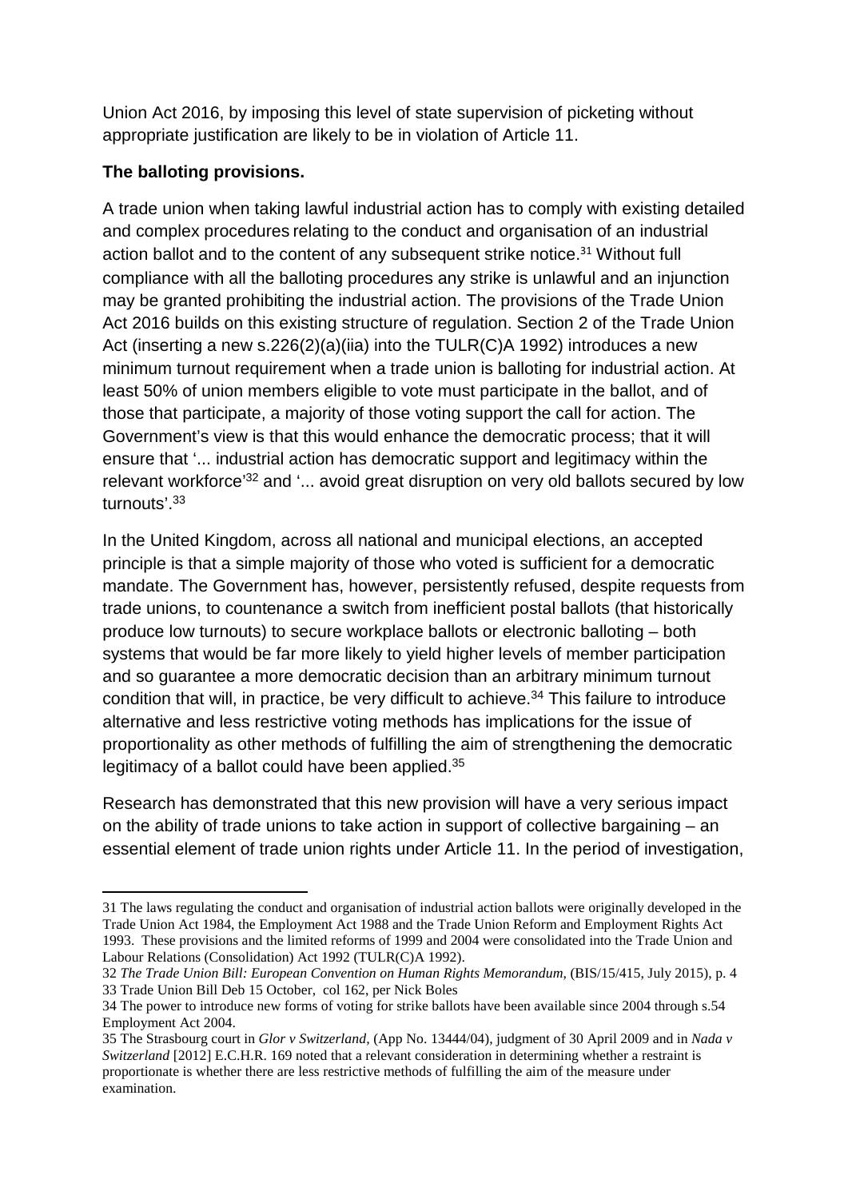Union Act 2016, by imposing this level of state supervision of picketing without appropriate justification are likely to be in violation of Article 11.

**The balloting provisions.**

A trade union when taking lawful industrial action has to comply with existing detailed and complex procedures relating to the conduct and organisation of an industrial action ballot and to the content of any subsequent strike notice.[31] Without full compliance with all the balloting procedures any strike is unlawful and an injunction may be granted prohibiting the industrial action. The provisions of the Trade Union Act 2016 builds on this existing structure of regulation. Section 2 of the Trade Union Act (inserting a new s.226(2)(a)(iia) into the TULR(C)A 1992) introduces a new minimum turnout requirement when a trade union is balloting for industrial action. At least 50% of union members eligible to vote must participate in the ballot, and of those that participate, a majority of those voting support the call for action. The Government's view is that this would enhance the democratic process; that it will ensure that '... industrial action has democratic support and legitimacy within the relevant workforce'[32] and '... avoid great disruption on very old ballots secured by low turnouts'.[33]

In the United Kingdom, across all national and municipal elections, an accepted principle is that a simple majority of those who voted is sufficient for a democratic mandate. The Government has, however, persistently refused, despite requests from trade unions, to countenance a switch from inefficient postal ballots (that historically produce low turnouts) to secure workplace ballots or electronic balloting – both systems that would be far more likely to yield higher levels of member participation and so guarantee a more democratic decision than an arbitrary minimum turnout condition that will, in practice, be very difficult to achieve.[34] This failure to introduce alternative and less restrictive voting methods has implications for the issue of proportionality as other methods of fulfilling the aim of strengthening the democratic legitimacy of a ballot could have been applied.[35]

Research has demonstrated that this new provision will have a very serious impact on the ability of trade unions to take action in support of collective bargaining – an essential element of trade union rights under Article 11. In the period of investigation,

---

31 The laws regulating the conduct and organisation of industrial action ballots were originally developed in the Trade Union Act 1984, the Employment Act 1988 and the Trade Union Reform and Employment Rights Act 1993. These provisions and the limited reforms of 1999 and 2004 were consolidated into the Trade Union and Labour Relations (Consolidation) Act 1992 (TULR(C)A 1992).

32 *The Trade Union Bill: European Convention on Human Rights Memorandum*, (BIS/15/415, July 2015), p. 4

33 Trade Union Bill Deb 15 October, col 162, per Nick Boles

34 The power to introduce new forms of voting for strike ballots have been available since 2004 through s.54 Employment Act 2004.

35 The Strasbourg court in *Glor v Switzerland*, (App No. 13444/04), judgment of 30 April 2009 and in *Nada v Switzerland* [2012] E.C.H.R. 169 noted that a relevant consideration in determining whether a restraint is proportionate is whether there are less restrictive methods of fulfilling the aim of the measure under examination.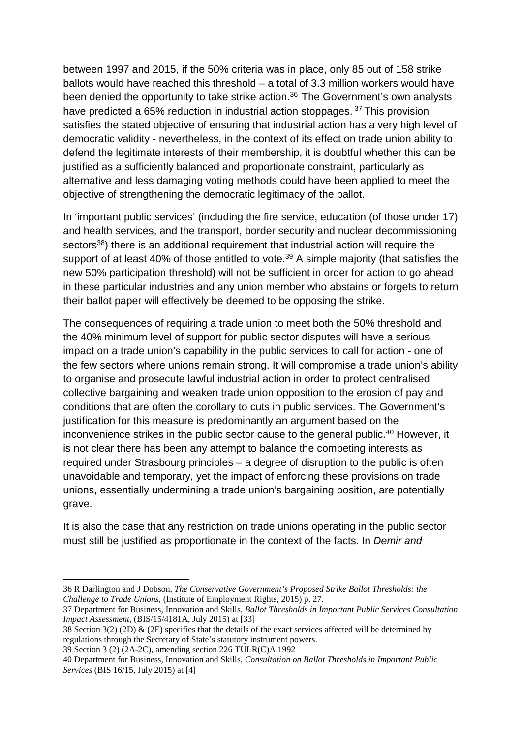between 1997 and 2015, if the 50% criteria was in place, only 85 out of 158 strike ballots would have reached this threshold – a total of 3.3 million workers would have been denied the opportunity to take strike action.[36] The Government's own analysts have predicted a 65% reduction in industrial action stoppages.[37] This provision satisfies the stated objective of ensuring that industrial action has a very high level of democratic validity - nevertheless, in the context of its effect on trade union ability to defend the legitimate interests of their membership, it is doubtful whether this can be justified as a sufficiently balanced and proportionate constraint, particularly as alternative and less damaging voting methods could have been applied to meet the objective of strengthening the democratic legitimacy of the ballot.

In 'important public services' (including the fire service, education (of those under 17) and health services, and the transport, border security and nuclear decommissioning sectors[38]) there is an additional requirement that industrial action will require the support of at least 40% of those entitled to vote.[39] A simple majority (that satisfies the new 50% participation threshold) will not be sufficient in order for action to go ahead in these particular industries and any union member who abstains or forgets to return their ballot paper will effectively be deemed to be opposing the strike.

The consequences of requiring a trade union to meet both the 50% threshold and the 40% minimum level of support for public sector disputes will have a serious impact on a trade union's capability in the public services to call for action - one of the few sectors where unions remain strong. It will compromise a trade union's ability to organise and prosecute lawful industrial action in order to protect centralised collective bargaining and weaken trade union opposition to the erosion of pay and conditions that are often the corollary to cuts in public services. The Government's justification for this measure is predominantly an argument based on the inconvenience strikes in the public sector cause to the general public.[40] However, it is not clear there has been any attempt to balance the competing interests as required under Strasbourg principles – a degree of disruption to the public is often unavoidable and temporary, yet the impact of enforcing these provisions on trade unions, essentially undermining a trade union's bargaining position, are potentially grave.

It is also the case that any restriction on trade unions operating in the public sector must still be justified as proportionate in the context of the facts. In *Demir and*

---

36 R Darlington and J Dobson, *The Conservative Government's Proposed Strike Ballot Thresholds: the Challenge to Trade Unions*, (Institute of Employment Rights, 2015) p. 27.

37 Department for Business, Innovation and Skills, *Ballot Thresholds in Important Public Services Consultation Impact Assessment*, (BIS/15/4181A, July 2015) at [33]

38 Section 3(2) (2D) & (2E) specifies that the details of the exact services affected will be determined by regulations through the Secretary of State's statutory instrument powers.

39 Section 3 (2) (2A-2C), amending section 226 TULR(C)A 1992

40 Department for Business, Innovation and Skills, *Consultation on Ballot Thresholds in Important Public Services* (BIS 16/15, July 2015) at [4]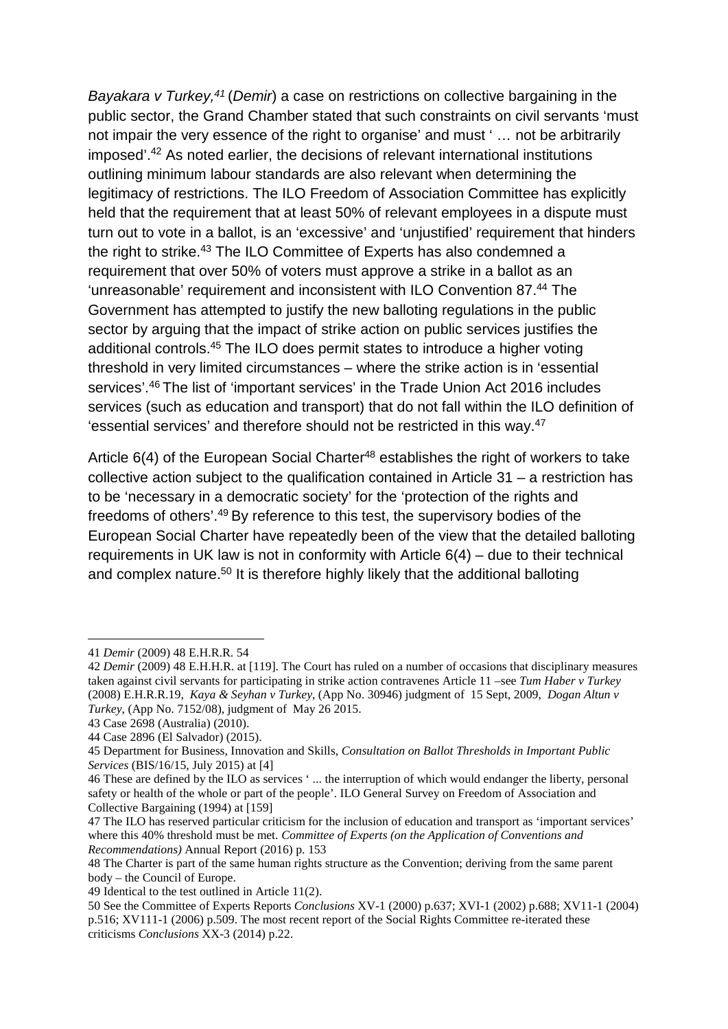*Bayakara v Turkey,*[41] (*Demir*) a case on restrictions on collective bargaining in the public sector, the Grand Chamber stated that such constraints on civil servants 'must not impair the very essence of the right to organise' and must ' … not be arbitrarily imposed'.[42] As noted earlier, the decisions of relevant international institutions outlining minimum labour standards are also relevant when determining the legitimacy of restrictions. The ILO Freedom of Association Committee has explicitly held that the requirement that at least 50% of relevant employees in a dispute must turn out to vote in a ballot, is an 'excessive' and 'unjustified' requirement that hinders the right to strike.[43] The ILO Committee of Experts has also condemned a requirement that over 50% of voters must approve a strike in a ballot as an 'unreasonable' requirement and inconsistent with ILO Convention 87.[44] The Government has attempted to justify the new balloting regulations in the public sector by arguing that the impact of strike action on public services justifies the additional controls.[45] The ILO does permit states to introduce a higher voting threshold in very limited circumstances – where the strike action is in 'essential services'.[46] The list of 'important services' in the Trade Union Act 2016 includes services (such as education and transport) that do not fall within the ILO definition of 'essential services' and therefore should not be restricted in this way.[47]

Article 6(4) of the European Social Charter[48] establishes the right of workers to take collective action subject to the qualification contained in Article 31 – a restriction has to be 'necessary in a democratic society' for the 'protection of the rights and freedoms of others'.[49] By reference to this test, the supervisory bodies of the European Social Charter have repeatedly been of the view that the detailed balloting requirements in UK law is not in conformity with Article 6(4) – due to their technical and complex nature.[50] It is therefore highly likely that the additional balloting

---

41 *Demir* (2009) 48 E.H.R.R. 54

42 *Demir* (2009) 48 E.H.H.R. at [119]. The Court has ruled on a number of occasions that disciplinary measures taken against civil servants for participating in strike action contravenes Article 11 –see *Tum Haber v Turkey* (2008) E.H.R.R.19, *Kaya & Seyhan v Turkey*, (App No. 30946) judgment of 15 Sept, 2009, *Dogan Altun v Turkey*, (App No. 7152/08), judgment of May 26 2015.

43 Case 2698 (Australia) (2010).

44 Case 2896 (El Salvador) (2015).

45 Department for Business, Innovation and Skills, *Consultation on Ballot Thresholds in Important Public Services* (BIS/16/15, July 2015) at [4]

46 These are defined by the ILO as services ' ... the interruption of which would endanger the liberty, personal safety or health of the whole or part of the people'. ILO General Survey on Freedom of Association and Collective Bargaining (1994) at [159]

47 The ILO has reserved particular criticism for the inclusion of education and transport as 'important services' where this 40% threshold must be met. *Committee of Experts (on the Application of Conventions and Recommendations)* Annual Report (2016) p. 153

48 The Charter is part of the same human rights structure as the Convention; deriving from the same parent body – the Council of Europe.

49 Identical to the test outlined in Article 11(2).

50 See the Committee of Experts Reports *Conclusions* XV-1 (2000) p.637; XVI-1 (2002) p.688; XV11-1 (2004) p.516; XV111-1 (2006) p.509. The most recent report of the Social Rights Committee re-iterated these criticisms *Conclusions* XX-3 (2014) p.22.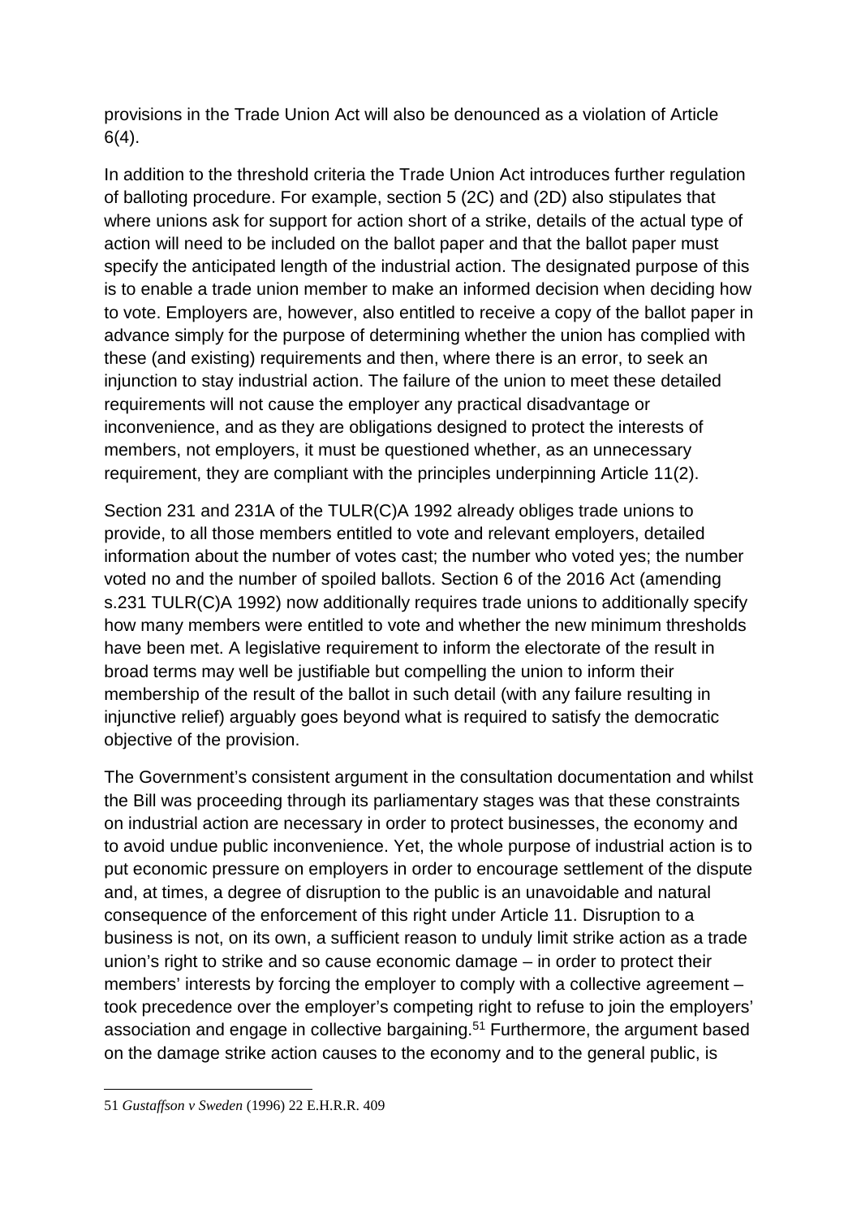provisions in the Trade Union Act will also be denounced as a violation of Article 6(4).

In addition to the threshold criteria the Trade Union Act introduces further regulation of balloting procedure. For example, section 5 (2C) and (2D) also stipulates that where unions ask for support for action short of a strike, details of the actual type of action will need to be included on the ballot paper and that the ballot paper must specify the anticipated length of the industrial action. The designated purpose of this is to enable a trade union member to make an informed decision when deciding how to vote. Employers are, however, also entitled to receive a copy of the ballot paper in advance simply for the purpose of determining whether the union has complied with these (and existing) requirements and then, where there is an error, to seek an injunction to stay industrial action. The failure of the union to meet these detailed requirements will not cause the employer any practical disadvantage or inconvenience, and as they are obligations designed to protect the interests of members, not employers, it must be questioned whether, as an unnecessary requirement, they are compliant with the principles underpinning Article 11(2).

Section 231 and 231A of the TULR(C)A 1992 already obliges trade unions to provide, to all those members entitled to vote and relevant employers, detailed information about the number of votes cast; the number who voted yes; the number voted no and the number of spoiled ballots. Section 6 of the 2016 Act (amending s.231 TULR(C)A 1992) now additionally requires trade unions to additionally specify how many members were entitled to vote and whether the new minimum thresholds have been met. A legislative requirement to inform the electorate of the result in broad terms may well be justifiable but compelling the union to inform their membership of the result of the ballot in such detail (with any failure resulting in injunctive relief) arguably goes beyond what is required to satisfy the democratic objective of the provision.

The Government's consistent argument in the consultation documentation and whilst the Bill was proceeding through its parliamentary stages was that these constraints on industrial action are necessary in order to protect businesses, the economy and to avoid undue public inconvenience. Yet, the whole purpose of industrial action is to put economic pressure on employers in order to encourage settlement of the dispute and, at times, a degree of disruption to the public is an unavoidable and natural consequence of the enforcement of this right under Article 11. Disruption to a business is not, on its own, a sufficient reason to unduly limit strike action as a trade union's right to strike and so cause economic damage – in order to protect their members' interests by forcing the employer to comply with a collective agreement – took precedence over the employer's competing right to refuse to join the employers' association and engage in collective bargaining.[51] Furthermore, the argument based on the damage strike action causes to the economy and to the general public, is

51 *Gustaffson v Sweden* (1996) 22 E.H.R.R. 409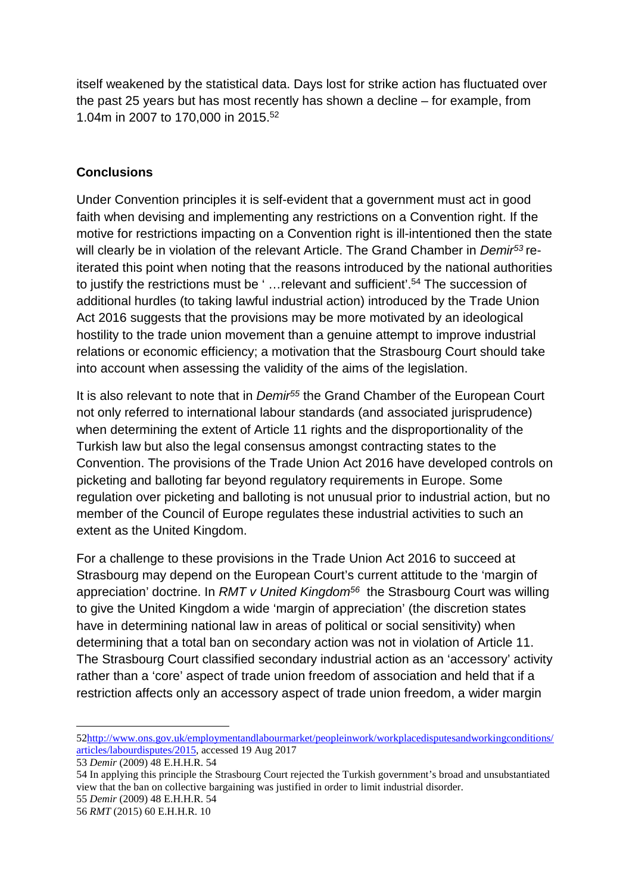itself weakened by the statistical data. Days lost for strike action has fluctuated over the past 25 years but has most recently has shown a decline – for example, from 1.04m in 2007 to 170,000 in 2015.[52]

## Conclusions

Under Convention principles it is self-evident that a government must act in good faith when devising and implementing any restrictions on a Convention right. If the motive for restrictions impacting on a Convention right is ill-intentioned then the state will clearly be in violation of the relevant Article. The Grand Chamber in *Demir*[53] re-iterated this point when noting that the reasons introduced by the national authorities to justify the restrictions must be ' …relevant and sufficient'.[54] The succession of additional hurdles (to taking lawful industrial action) introduced by the Trade Union Act 2016 suggests that the provisions may be more motivated by an ideological hostility to the trade union movement than a genuine attempt to improve industrial relations or economic efficiency; a motivation that the Strasbourg Court should take into account when assessing the validity of the aims of the legislation.

It is also relevant to note that in *Demir*[55] the Grand Chamber of the European Court not only referred to international labour standards (and associated jurisprudence) when determining the extent of Article 11 rights and the disproportionality of the Turkish law but also the legal consensus amongst contracting states to the Convention. The provisions of the Trade Union Act 2016 have developed controls on picketing and balloting far beyond regulatory requirements in Europe. Some regulation over picketing and balloting is not unusual prior to industrial action, but no member of the Council of Europe regulates these industrial activities to such an extent as the United Kingdom.

For a challenge to these provisions in the Trade Union Act 2016 to succeed at Strasbourg may depend on the European Court's current attitude to the 'margin of appreciation' doctrine. In *RMT v United Kingdom*[56] the Strasbourg Court was willing to give the United Kingdom a wide 'margin of appreciation' (the discretion states have in determining national law in areas of political or social sensitivity) when determining that a total ban on secondary action was not in violation of Article 11. The Strasbourg Court classified secondary industrial action as an 'accessory' activity rather than a 'core' aspect of trade union freedom of association and held that if a restriction affects only an accessory aspect of trade union freedom, a wider margin

---

52 http://www.ons.gov.uk/employmentandlabourmarket/peopleinwork/workplacedisputesandworkingconditions/articles/labourdisputes/2015, accessed 19 Aug 2017

53 *Demir* (2009) 48 E.H.H.R. 54

54 In applying this principle the Strasbourg Court rejected the Turkish government's broad and unsubstantiated view that the ban on collective bargaining was justified in order to limit industrial disorder.

55 *Demir* (2009) 48 E.H.H.R. 54

56 *RMT* (2015) 60 E.H.H.R. 10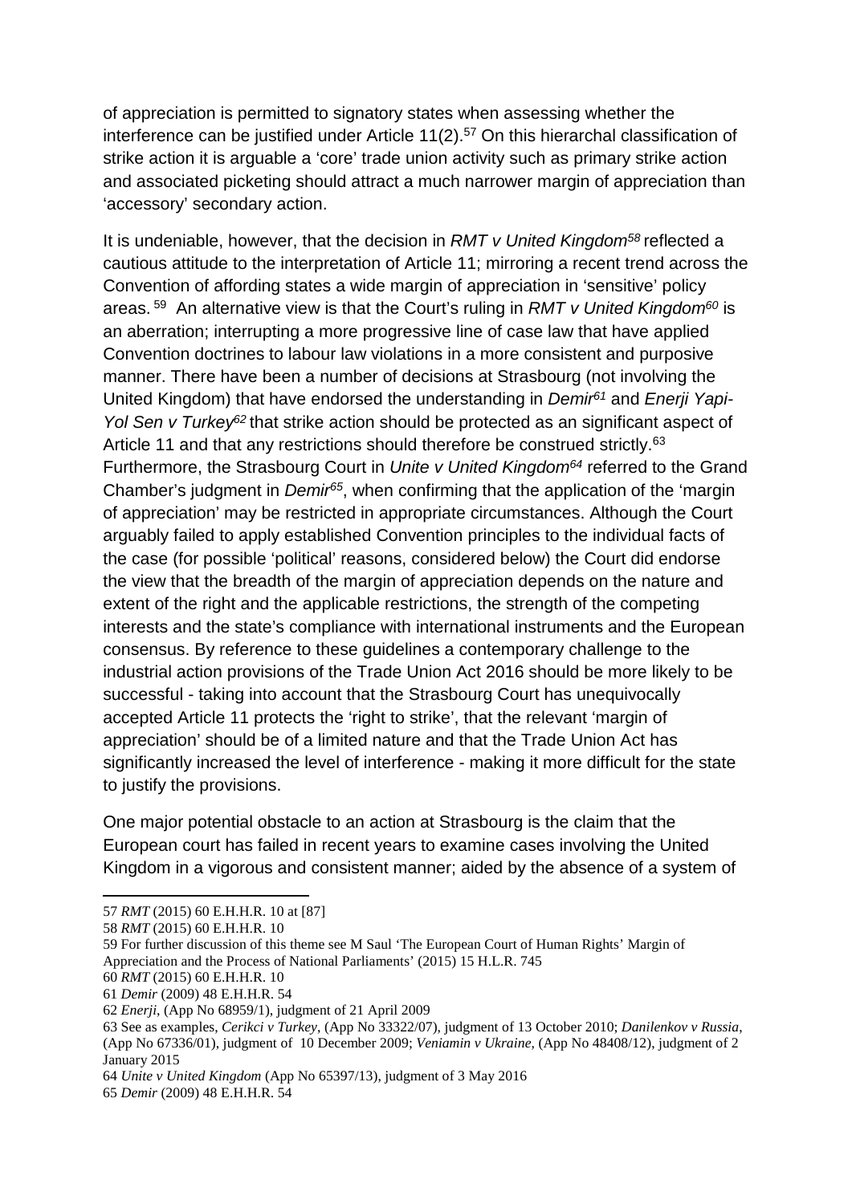of appreciation is permitted to signatory states when assessing whether the interference can be justified under Article 11(2).[57] On this hierarchal classification of strike action it is arguable a 'core' trade union activity such as primary strike action and associated picketing should attract a much narrower margin of appreciation than 'accessory' secondary action.

It is undeniable, however, that the decision in *RMT v United Kingdom*[58] reflected a cautious attitude to the interpretation of Article 11; mirroring a recent trend across the Convention of affording states a wide margin of appreciation in 'sensitive' policy areas.[59] An alternative view is that the Court's ruling in *RMT v United Kingdom*[60] is an aberration; interrupting a more progressive line of case law that have applied Convention doctrines to labour law violations in a more consistent and purposive manner. There have been a number of decisions at Strasbourg (not involving the United Kingdom) that have endorsed the understanding in *Demir*[61] and *Enerji Yapi-Yol Sen v Turkey*[62] that strike action should be protected as an significant aspect of Article 11 and that any restrictions should therefore be construed strictly.[63] Furthermore, the Strasbourg Court in *Unite v United Kingdom*[64] referred to the Grand Chamber's judgment in *Demir*[65], when confirming that the application of the 'margin of appreciation' may be restricted in appropriate circumstances. Although the Court arguably failed to apply established Convention principles to the individual facts of the case (for possible 'political' reasons, considered below) the Court did endorse the view that the breadth of the margin of appreciation depends on the nature and extent of the right and the applicable restrictions, the strength of the competing interests and the state's compliance with international instruments and the European consensus. By reference to these guidelines a contemporary challenge to the industrial action provisions of the Trade Union Act 2016 should be more likely to be successful - taking into account that the Strasbourg Court has unequivocally accepted Article 11 protects the 'right to strike', that the relevant 'margin of appreciation' should be of a limited nature and that the Trade Union Act has significantly increased the level of interference - making it more difficult for the state to justify the provisions.

One major potential obstacle to an action at Strasbourg is the claim that the European court has failed in recent years to examine cases involving the United Kingdom in a vigorous and consistent manner; aided by the absence of a system of

---

57 *RMT* (2015) 60 E.H.H.R. 10 at [87]

58 *RMT* (2015) 60 E.H.H.R. 10

59 For further discussion of this theme see M Saul 'The European Court of Human Rights' Margin of Appreciation and the Process of National Parliaments' (2015) 15 H.L.R. 745

60 *RMT* (2015) 60 E.H.H.R. 10

61 *Demir* (2009) 48 E.H.H.R. 54

62 *Enerji*, (App No 68959/1), judgment of 21 April 2009

63 See as examples, *Cerikci v Turkey*, (App No 33322/07), judgment of 13 October 2010; *Danilenkov v Russia*, (App No 67336/01), judgment of 10 December 2009; *Veniamin v Ukraine*, (App No 48408/12), judgment of 2 January 2015

64 *Unite v United Kingdom* (App No 65397/13), judgment of 3 May 2016

65 *Demir* (2009) 48 E.H.H.R. 54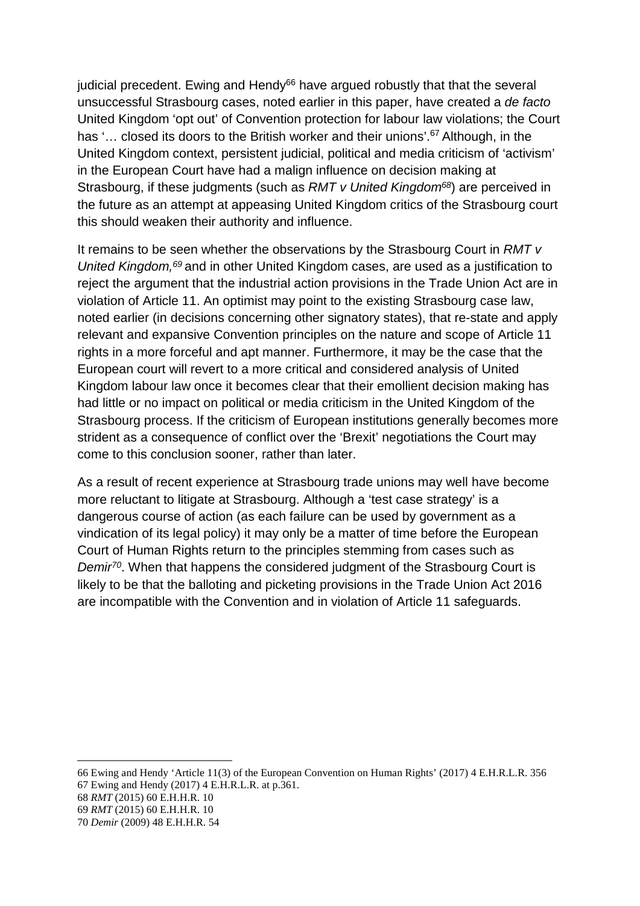judicial precedent. Ewing and Hendy[66] have argued robustly that that the several unsuccessful Strasbourg cases, noted earlier in this paper, have created a *de facto* United Kingdom 'opt out' of Convention protection for labour law violations; the Court has '… closed its doors to the British worker and their unions'.[67] Although, in the United Kingdom context, persistent judicial, political and media criticism of 'activism' in the European Court have had a malign influence on decision making at Strasbourg, if these judgments (such as *RMT v United Kingdom*[68]) are perceived in the future as an attempt at appeasing United Kingdom critics of the Strasbourg court this should weaken their authority and influence.

It remains to be seen whether the observations by the Strasbourg Court in *RMT v United Kingdom,*[69] and in other United Kingdom cases, are used as a justification to reject the argument that the industrial action provisions in the Trade Union Act are in violation of Article 11. An optimist may point to the existing Strasbourg case law, noted earlier (in decisions concerning other signatory states), that re-state and apply relevant and expansive Convention principles on the nature and scope of Article 11 rights in a more forceful and apt manner. Furthermore, it may be the case that the European court will revert to a more critical and considered analysis of United Kingdom labour law once it becomes clear that their emollient decision making has had little or no impact on political or media criticism in the United Kingdom of the Strasbourg process. If the criticism of European institutions generally becomes more strident as a consequence of conflict over the 'Brexit' negotiations the Court may come to this conclusion sooner, rather than later.

As a result of recent experience at Strasbourg trade unions may well have become more reluctant to litigate at Strasbourg. Although a 'test case strategy' is a dangerous course of action (as each failure can be used by government as a vindication of its legal policy) it may only be a matter of time before the European Court of Human Rights return to the principles stemming from cases such as *Demir*[70]. When that happens the considered judgment of the Strasbourg Court is likely to be that the balloting and picketing provisions in the Trade Union Act 2016 are incompatible with the Convention and in violation of Article 11 safeguards.

---

66 Ewing and Hendy 'Article 11(3) of the European Convention on Human Rights' (2017) 4 E.H.R.L.R. 356
67 Ewing and Hendy (2017) 4 E.H.R.L.R. at p.361.
68 *RMT* (2015) 60 E.H.H.R. 10
69 *RMT* (2015) 60 E.H.H.R. 10
70 *Demir* (2009) 48 E.H.H.R. 54